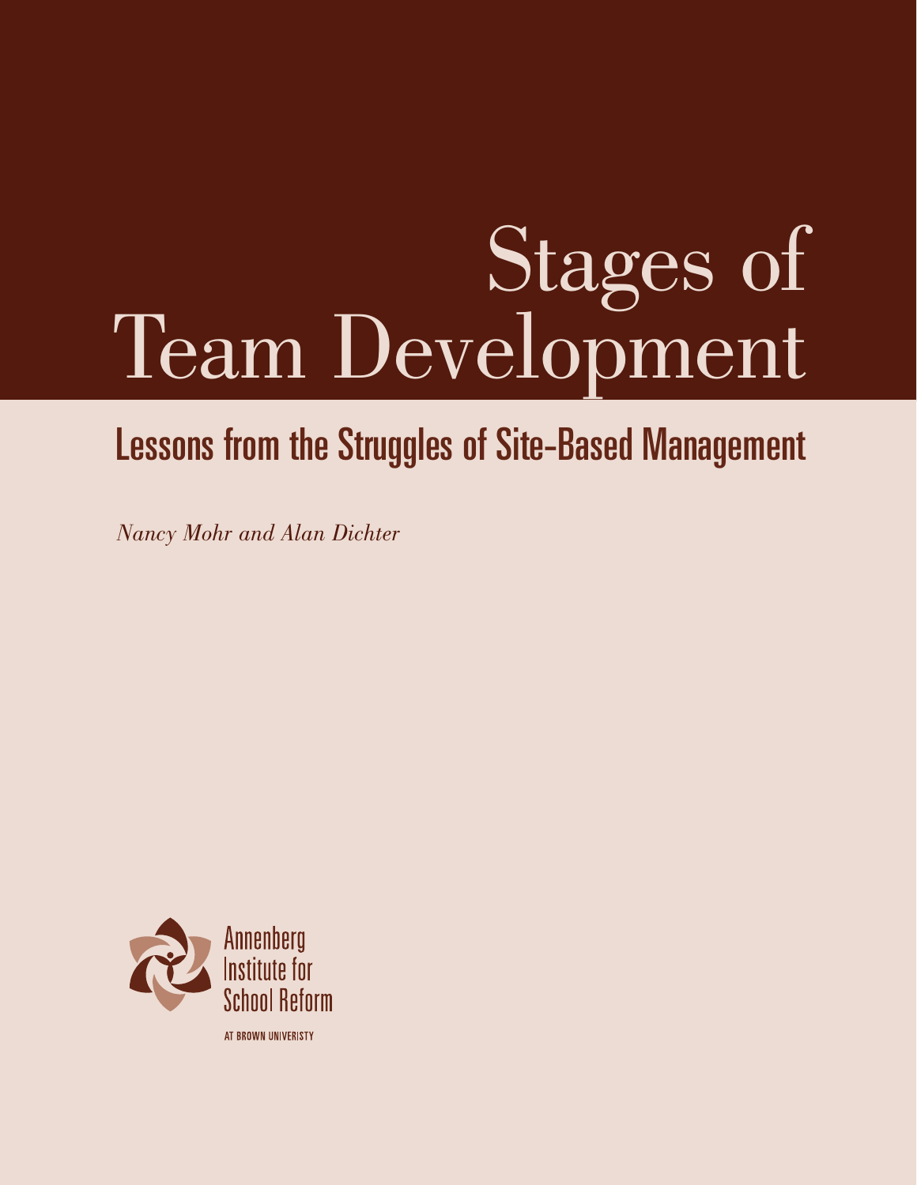# Stages of Team Development

## Lessons from the Struggles of Site-Based Management

*Nancy Mohr and Alan Dichter*

Annenberg Institute for School Reform

AT BROWN UNIVERISTY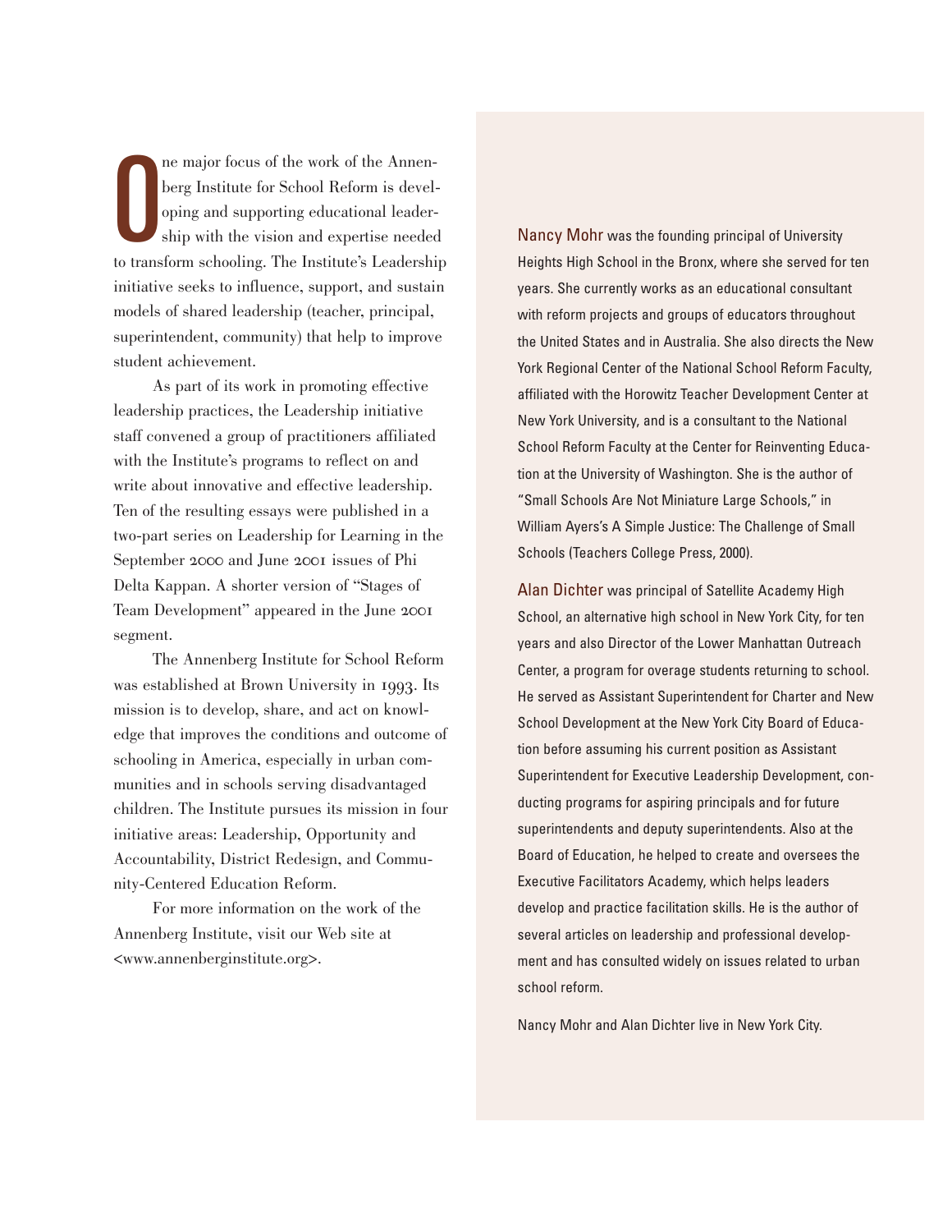One major focus of the work of the Annenberg Institute for School Reform is developing and supporting educational leadership with the vision and expertise needed to transform schooling. The Institute's Leadership initiative seeks to influence, support, and sustain models of shared leadership (teacher, principal, superintendent, community) that help to improve student achievement.

As part of its work in promoting effective leadership practices, the Leadership initiative staff convened a group of practitioners affiliated with the Institute's programs to reflect on and write about innovative and effective leadership. Ten of the resulting essays were published in a two-part series on Leadership for Learning in the September 2000 and June 2001 issues of Phi Delta Kappan. A shorter version of "Stages of Team Development" appeared in the June 2001 segment.

The Annenberg Institute for School Reform was established at Brown University in 1993. Its mission is to develop, share, and act on knowledge that improves the conditions and outcome of schooling in America, especially in urban communities and in schools serving disadvantaged children. The Institute pursues its mission in four initiative areas: Leadership, Opportunity and Accountability, District Redesign, and Community-Centered Education Reform.

For more information on the work of the Annenberg Institute, visit our Web site at <www.annenberginstitute.org>.

Nancy Mohr was the founding principal of University Heights High School in the Bronx, where she served for ten years. She currently works as an educational consultant with reform projects and groups of educators throughout the United States and in Australia. She also directs the New York Regional Center of the National School Reform Faculty, affiliated with the Horowitz Teacher Development Center at New York University, and is a consultant to the National School Reform Faculty at the Center for Reinventing Education at the University of Washington. She is the author of "Small Schools Are Not Miniature Large Schools," in William Ayers's A Simple Justice: The Challenge of Small Schools (Teachers College Press, 2000).

Alan Dichter was principal of Satellite Academy High School, an alternative high school in New York City, for ten years and also Director of the Lower Manhattan Outreach Center, a program for overage students returning to school. He served as Assistant Superintendent for Charter and New School Development at the New York City Board of Education before assuming his current position as Assistant Superintendent for Executive Leadership Development, conducting programs for aspiring principals and for future superintendents and deputy superintendents. Also at the Board of Education, he helped to create and oversees the Executive Facilitators Academy, which helps leaders develop and practice facilitation skills. He is the author of several articles on leadership and professional development and has consulted widely on issues related to urban school reform.

Nancy Mohr and Alan Dichter live in New York City.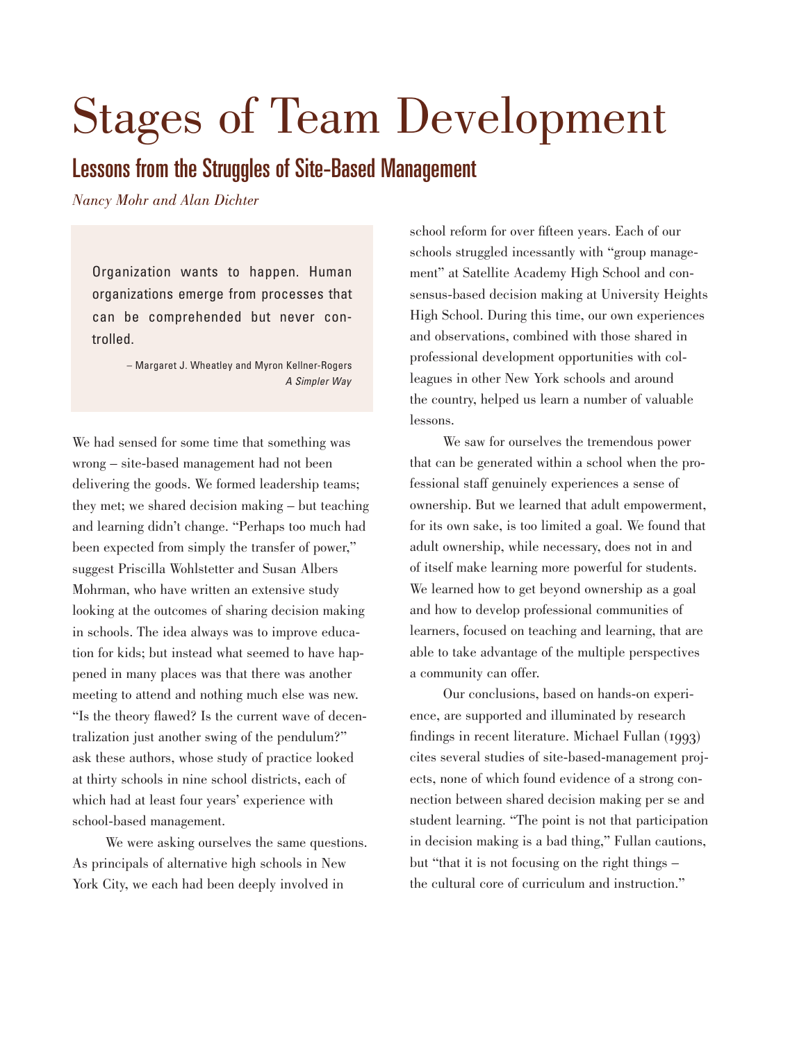# Stages of Team Development

## Lessons from the Struggles of Site-Based Management

*Nancy Mohr and Alan Dichter*

> Organization wants to happen. Human organizations emerge from processes that can be comprehended but never controlled.
>
> – Margaret J. Wheatley and Myron Kellner-Rogers
> *A Simpler Way*

We had sensed for some time that something was wrong – site-based management had not been delivering the goods. We formed leadership teams; they met; we shared decision making – but teaching and learning didn't change. "Perhaps too much had been expected from simply the transfer of power," suggest Priscilla Wohlstetter and Susan Albers Mohrman, who have written an extensive study looking at the outcomes of sharing decision making in schools. The idea always was to improve education for kids; but instead what seemed to have happened in many places was that there was another meeting to attend and nothing much else was new. "Is the theory flawed? Is the current wave of decentralization just another swing of the pendulum?" ask these authors, whose study of practice looked at thirty schools in nine school districts, each of which had at least four years' experience with school-based management.

We were asking ourselves the same questions. As principals of alternative high schools in New York City, we each had been deeply involved in school reform for over fifteen years. Each of our schools struggled incessantly with "group management" at Satellite Academy High School and consensus-based decision making at University Heights High School. During this time, our own experiences and observations, combined with those shared in professional development opportunities with colleagues in other New York schools and around the country, helped us learn a number of valuable lessons.

We saw for ourselves the tremendous power that can be generated within a school when the professional staff genuinely experiences a sense of ownership. But we learned that adult empowerment, for its own sake, is too limited a goal. We found that adult ownership, while necessary, does not in and of itself make learning more powerful for students. We learned how to get beyond ownership as a goal and how to develop professional communities of learners, focused on teaching and learning, that are able to take advantage of the multiple perspectives a community can offer.

Our conclusions, based on hands-on experience, are supported and illuminated by research findings in recent literature. Michael Fullan (1993) cites several studies of site-based-management projects, none of which found evidence of a strong connection between shared decision making per se and student learning. "The point is not that participation in decision making is a bad thing," Fullan cautions, but "that it is not focusing on the right things – the cultural core of curriculum and instruction."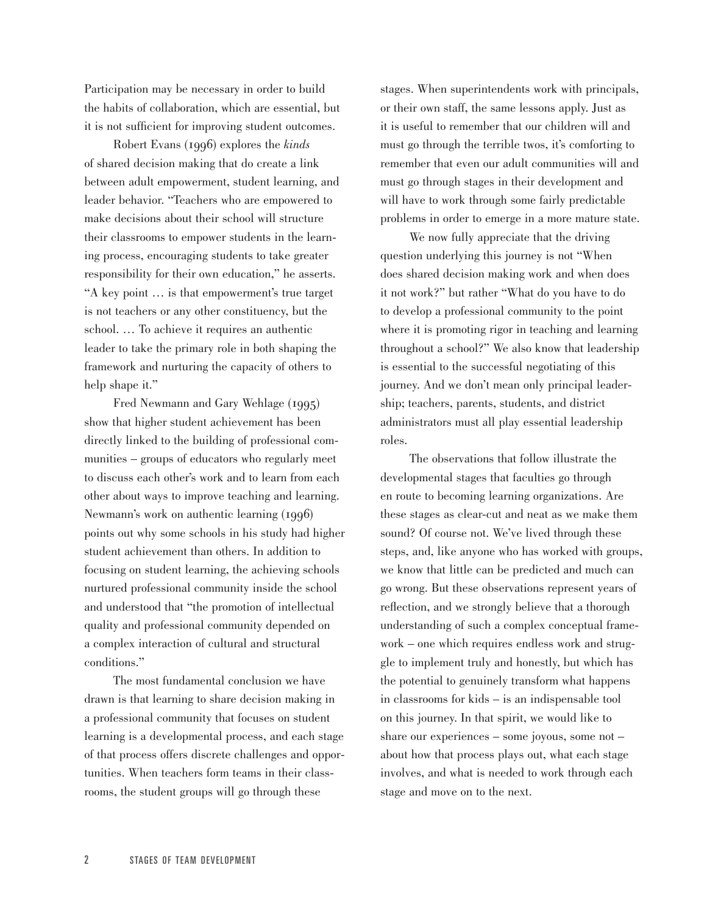Participation may be necessary in order to build the habits of collaboration, which are essential, but it is not sufficient for improving student outcomes.

Robert Evans (1996) explores the *kinds* of shared decision making that do create a link between adult empowerment, student learning, and leader behavior. "Teachers who are empowered to make decisions about their school will structure their classrooms to empower students in the learning process, encouraging students to take greater responsibility for their own education," he asserts. "A key point … is that empowerment's true target is not teachers or any other constituency, but the school. … To achieve it requires an authentic leader to take the primary role in both shaping the framework and nurturing the capacity of others to help shape it."

Fred Newmann and Gary Wehlage (1995) show that higher student achievement has been directly linked to the building of professional communities – groups of educators who regularly meet to discuss each other's work and to learn from each other about ways to improve teaching and learning. Newmann's work on authentic learning (1996) points out why some schools in his study had higher student achievement than others. In addition to focusing on student learning, the achieving schools nurtured professional community inside the school and understood that "the promotion of intellectual quality and professional community depended on a complex interaction of cultural and structural conditions."

The most fundamental conclusion we have drawn is that learning to share decision making in a professional community that focuses on student learning is a developmental process, and each stage of that process offers discrete challenges and opportunities. When teachers form teams in their classrooms, the student groups will go through these stages. When superintendents work with principals, or their own staff, the same lessons apply. Just as it is useful to remember that our children will and must go through the terrible twos, it's comforting to remember that even our adult communities will and must go through stages in their development and will have to work through some fairly predictable problems in order to emerge in a more mature state.

We now fully appreciate that the driving question underlying this journey is not "When does shared decision making work and when does it not work?" but rather "What do you have to do to develop a professional community to the point where it is promoting rigor in teaching and learning throughout a school?" We also know that leadership is essential to the successful negotiating of this journey. And we don't mean only principal leadership; teachers, parents, students, and district administrators must all play essential leadership roles.

The observations that follow illustrate the developmental stages that faculties go through en route to becoming learning organizations. Are these stages as clear-cut and neat as we make them sound? Of course not. We've lived through these steps, and, like anyone who has worked with groups, we know that little can be predicted and much can go wrong. But these observations represent years of reflection, and we strongly believe that a thorough understanding of such a complex conceptual framework – one which requires endless work and struggle to implement truly and honestly, but which has the potential to genuinely transform what happens in classrooms for kids – is an indispensable tool on this journey. In that spirit, we would like to share our experiences – some joyous, some not – about how that process plays out, what each stage involves, and what is needed to work through each stage and move on to the next.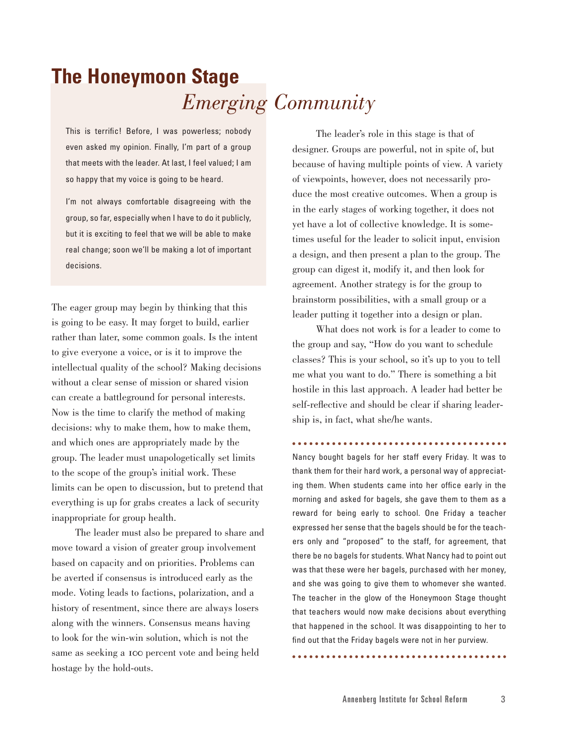# The Honeymoon Stage

## *Emerging Community*

This is terrific! Before, I was powerless; nobody even asked my opinion. Finally, I'm part of a group that meets with the leader. At last, I feel valued; I am so happy that my voice is going to be heard.

I'm not always comfortable disagreeing with the group, so far, especially when I have to do it publicly, but it is exciting to feel that we will be able to make real change; soon we'll be making a lot of important decisions.

The eager group may begin by thinking that this is going to be easy. It may forget to build, earlier rather than later, some common goals. Is the intent to give everyone a voice, or is it to improve the intellectual quality of the school? Making decisions without a clear sense of mission or shared vision can create a battleground for personal interests. Now is the time to clarify the method of making decisions: why to make them, how to make them, and which ones are appropriately made by the group. The leader must unapologetically set limits to the scope of the group's initial work. These limits can be open to discussion, but to pretend that everything is up for grabs creates a lack of security inappropriate for group health.

The leader must also be prepared to share and move toward a vision of greater group involvement based on capacity and on priorities. Problems can be averted if consensus is introduced early as the mode. Voting leads to factions, polarization, and a history of resentment, since there are always losers along with the winners. Consensus means having to look for the win-win solution, which is not the same as seeking a 100 percent vote and being held hostage by the hold-outs.

The leader's role in this stage is that of designer. Groups are powerful, not in spite of, but because of having multiple points of view. A variety of viewpoints, however, does not necessarily produce the most creative outcomes. When a group is in the early stages of working together, it does not yet have a lot of collective knowledge. It is sometimes useful for the leader to solicit input, envision a design, and then present a plan to the group. The group can digest it, modify it, and then look for agreement. Another strategy is for the group to brainstorm possibilities, with a small group or a leader putting it together into a design or plan.

What does not work is for a leader to come to the group and say, "How do you want to schedule classes? This is your school, so it's up to you to tell me what you want to do." There is something a bit hostile in this last approach. A leader had better be self-reflective and should be clear if sharing leadership is, in fact, what she/he wants.

---

Nancy bought bagels for her staff every Friday. It was to thank them for their hard work, a personal way of appreciating them. When students came into her office early in the morning and asked for bagels, she gave them to them as a reward for being early to school. One Friday a teacher expressed her sense that the bagels should be for the teachers only and "proposed" to the staff, for agreement, that there be no bagels for students. What Nancy had to point out was that these were her bagels, purchased with her money, and she was going to give them to whomever she wanted. The teacher in the glow of the Honeymoon Stage thought that teachers would now make decisions about everything that happened in the school. It was disappointing to her to find out that the Friday bagels were not in her purview.

---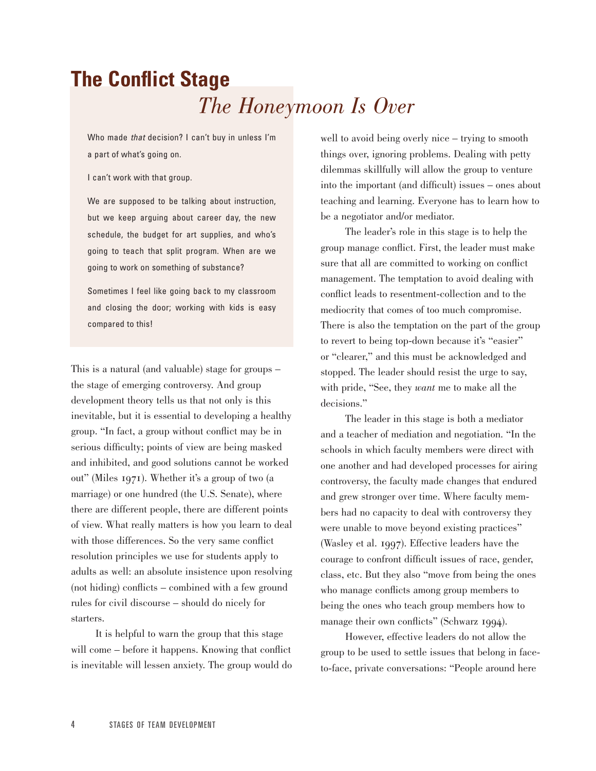# The Conflict Stage

## *The Honeymoon Is Over*

> Who made *that* decision? I can't buy in unless I'm a part of what's going on.
>
> I can't work with that group.
>
> We are supposed to be talking about instruction, but we keep arguing about career day, the new schedule, the budget for art supplies, and who's going to teach that split program. When are we going to work on something of substance?
>
> Sometimes I feel like going back to my classroom and closing the door; working with kids is easy compared to this!

This is a natural (and valuable) stage for groups – the stage of emerging controversy. And group development theory tells us that not only is this inevitable, but it is essential to developing a healthy group. "In fact, a group without conflict may be in serious difficulty; points of view are being masked and inhibited, and good solutions cannot be worked out" (Miles 1971). Whether it's a group of two (a marriage) or one hundred (the U.S. Senate), where there are different people, there are different points of view. What really matters is how you learn to deal with those differences. So the very same conflict resolution principles we use for students apply to adults as well: an absolute insistence upon resolving (not hiding) conflicts – combined with a few ground rules for civil discourse – should do nicely for starters.

It is helpful to warn the group that this stage will come – before it happens. Knowing that conflict is inevitable will lessen anxiety. The group would do well to avoid being overly nice – trying to smooth things over, ignoring problems. Dealing with petty dilemmas skillfully will allow the group to venture into the important (and difficult) issues – ones about teaching and learning. Everyone has to learn how to be a negotiator and/or mediator.

The leader's role in this stage is to help the group manage conflict. First, the leader must make sure that all are committed to working on conflict management. The temptation to avoid dealing with conflict leads to resentment-collection and to the mediocrity that comes of too much compromise. There is also the temptation on the part of the group to revert to being top-down because it's "easier" or "clearer," and this must be acknowledged and stopped. The leader should resist the urge to say, with pride, "See, they *want* me to make all the decisions."

The leader in this stage is both a mediator and a teacher of mediation and negotiation. "In the schools in which faculty members were direct with one another and had developed processes for airing controversy, the faculty made changes that endured and grew stronger over time. Where faculty members had no capacity to deal with controversy they were unable to move beyond existing practices" (Wasley et al. 1997). Effective leaders have the courage to confront difficult issues of race, gender, class, etc. But they also "move from being the ones who manage conflicts among group members to being the ones who teach group members how to manage their own conflicts" (Schwarz 1994).

However, effective leaders do not allow the group to be used to settle issues that belong in face-to-face, private conversations: "People around here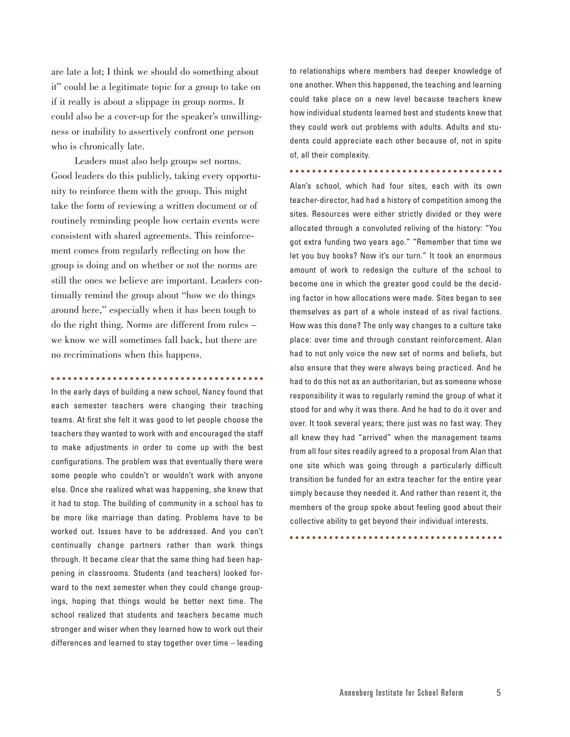are late a lot; I think we should do something about it" could be a legitimate topic for a group to take on if it really is about a slippage in group norms. It could also be a cover-up for the speaker's unwillingness or inability to assertively confront one person who is chronically late.

Leaders must also help groups set norms. Good leaders do this publicly, taking every opportunity to reinforce them with the group. This might take the form of reviewing a written document or of routinely reminding people how certain events were consistent with shared agreements. This reinforcement comes from regularly reflecting on how the group is doing and on whether or not the norms are still the ones we believe are important. Leaders continually remind the group about "how we do things around here," especially when it has been tough to do the right thing. Norms are different from rules – we know we will sometimes fall back, but there are no recriminations when this happens.

---

In the early days of building a new school, Nancy found that each semester teachers were changing their teaching teams. At first she felt it was good to let people choose the teachers they wanted to work with and encouraged the staff to make adjustments in order to come up with the best configurations. The problem was that eventually there were some people who couldn't or wouldn't work with anyone else. Once she realized what was happening, she knew that it had to stop. The building of community in a school has to be more like marriage than dating. Problems have to be worked out. Issues have to be addressed. And you can't continually change partners rather than work things through. It became clear that the same thing had been happening in classrooms. Students (and teachers) looked forward to the next semester when they could change groupings, hoping that things would be better next time. The school realized that students and teachers became much stronger and wiser when they learned how to work out their differences and learned to stay together over time – leading to relationships where members had deeper knowledge of one another. When this happened, the teaching and learning could take place on a new level because teachers knew how individual students learned best and students knew that they could work out problems with adults. Adults and students could appreciate each other because of, not in spite of, all their complexity.

---

Alan's school, which had four sites, each with its own teacher-director, had had a history of competition among the sites. Resources were either strictly divided or they were allocated through a convoluted reliving of the history: "You got extra funding two years ago." "Remember that time we let you buy books? Now it's our turn." It took an enormous amount of work to redesign the culture of the school to become one in which the greater good could be the deciding factor in how allocations were made. Sites began to see themselves as part of a whole instead of as rival factions. How was this done? The only way changes to a culture take place: over time and through constant reinforcement. Alan had to not only voice the new set of norms and beliefs, but also ensure that they were always being practiced. And he had to do this not as an authoritarian, but as someone whose responsibility it was to regularly remind the group of what it stood for and why it was there. And he had to do it over and over. It took several years; there just was no fast way. They all knew they had "arrived" when the management teams from all four sites readily agreed to a proposal from Alan that one site which was going through a particularly difficult transition be funded for an extra teacher for the entire year simply because they needed it. And rather than resent it, the members of the group spoke about feeling good about their collective ability to get beyond their individual interests.

---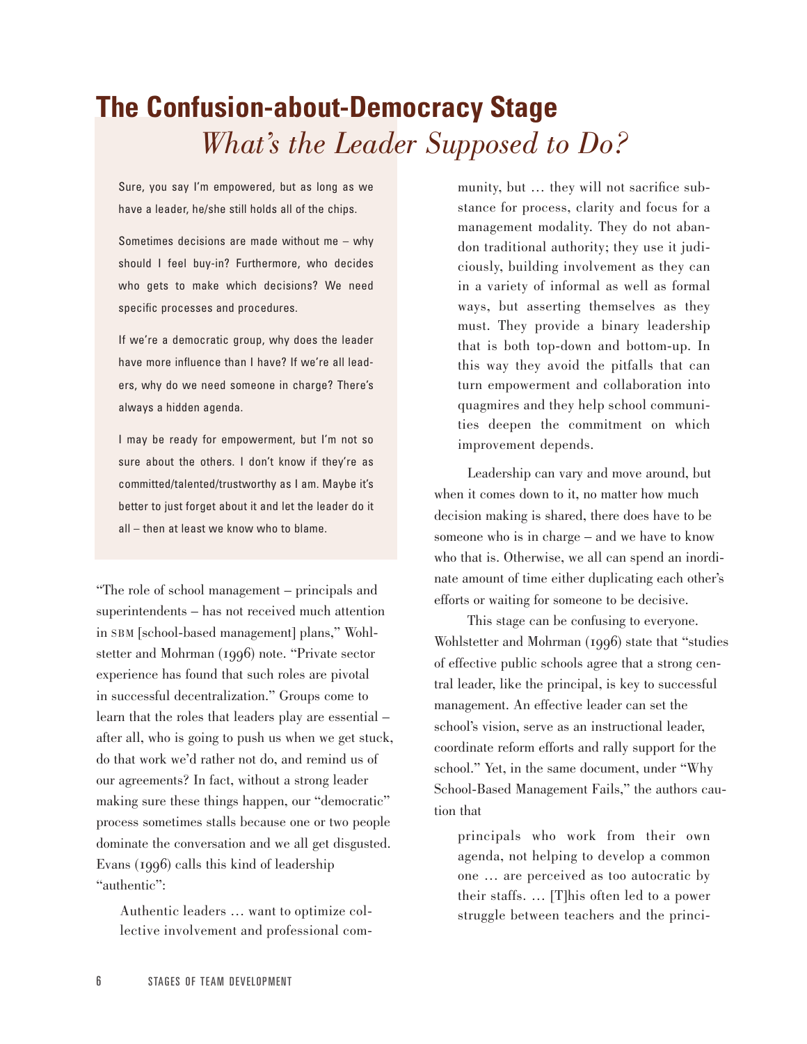# The Confusion-about-Democracy Stage

## *What's the Leader Supposed to Do?*

Sure, you say I'm empowered, but as long as we have a leader, he/she still holds all of the chips.

Sometimes decisions are made without me – why should I feel buy-in? Furthermore, who decides who gets to make which decisions? We need specific processes and procedures.

If we're a democratic group, why does the leader have more influence than I have? If we're all leaders, why do we need someone in charge? There's always a hidden agenda.

I may be ready for empowerment, but I'm not so sure about the others. I don't know if they're as committed/talented/trustworthy as I am. Maybe it's better to just forget about it and let the leader do it all – then at least we know who to blame.

"The role of school management – principals and superintendents – has not received much attention in SBM [school-based management] plans," Wohlstetter and Mohrman (1996) note. "Private sector experience has found that such roles are pivotal in successful decentralization." Groups come to learn that the roles that leaders play are essential – after all, who is going to push us when we get stuck, do that work we'd rather not do, and remind us of our agreements? In fact, without a strong leader making sure these things happen, our "democratic" process sometimes stalls because one or two people dominate the conversation and we all get disgusted. Evans (1996) calls this kind of leadership "authentic":

> Authentic leaders … want to optimize collective involvement and professional community, but … they will not sacrifice substance for process, clarity and focus for a management modality. They do not abandon traditional authority; they use it judiciously, building involvement as they can in a variety of informal as well as formal ways, but asserting themselves as they must. They provide a binary leadership that is both top-down and bottom-up. In this way they avoid the pitfalls that can turn empowerment and collaboration into quagmires and they help school communities deepen the commitment on which improvement depends.

Leadership can vary and move around, but when it comes down to it, no matter how much decision making is shared, there does have to be someone who is in charge – and we have to know who that is. Otherwise, we all can spend an inordinate amount of time either duplicating each other's efforts or waiting for someone to be decisive.

This stage can be confusing to everyone. Wohlstetter and Mohrman (1996) state that "studies of effective public schools agree that a strong central leader, like the principal, is key to successful management. An effective leader can set the school's vision, serve as an instructional leader, coordinate reform efforts and rally support for the school." Yet, in the same document, under "Why School-Based Management Fails," the authors caution that

> principals who work from their own agenda, not helping to develop a common one … are perceived as too autocratic by their staffs. … [T]his often led to a power struggle between teachers and the princi-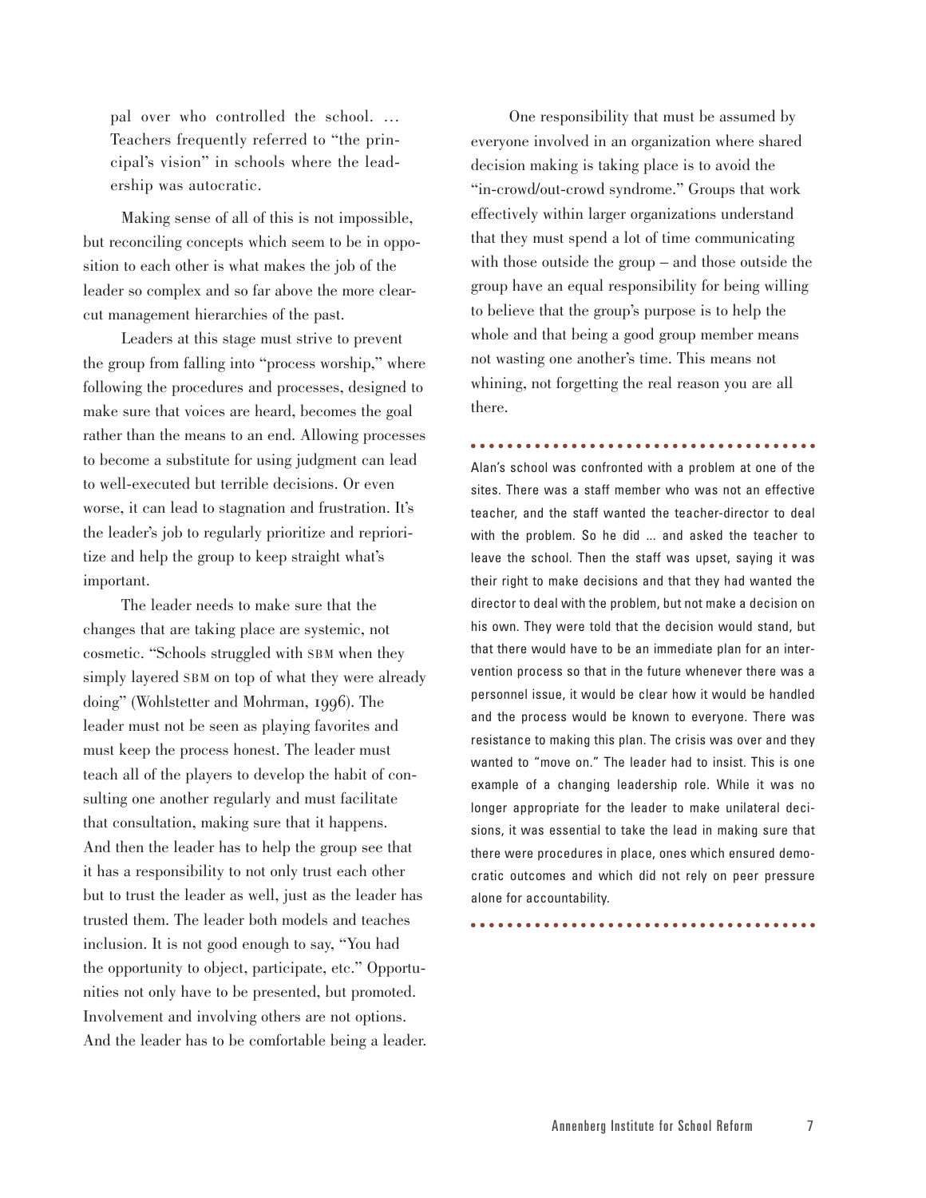pal over who controlled the school. … Teachers frequently referred to "the principal's vision" in schools where the leadership was autocratic.

Making sense of all of this is not impossible, but reconciling concepts which seem to be in opposition to each other is what makes the job of the leader so complex and so far above the more clear-cut management hierarchies of the past.

Leaders at this stage must strive to prevent the group from falling into "process worship," where following the procedures and processes, designed to make sure that voices are heard, becomes the goal rather than the means to an end. Allowing processes to become a substitute for using judgment can lead to well-executed but terrible decisions. Or even worse, it can lead to stagnation and frustration. It's the leader's job to regularly prioritize and reprioritize and help the group to keep straight what's important.

The leader needs to make sure that the changes that are taking place are systemic, not cosmetic. "Schools struggled with SBM when they simply layered SBM on top of what they were already doing" (Wohlstetter and Mohrman, 1996). The leader must not be seen as playing favorites and must keep the process honest. The leader must teach all of the players to develop the habit of consulting one another regularly and must facilitate that consultation, making sure that it happens. And then the leader has to help the group see that it has a responsibility to not only trust each other but to trust the leader as well, just as the leader has trusted them. The leader both models and teaches inclusion. It is not good enough to say, "You had the opportunity to object, participate, etc." Opportunities not only have to be presented, but promoted. Involvement and involving others are not options. And the leader has to be comfortable being a leader.

One responsibility that must be assumed by everyone involved in an organization where shared decision making is taking place is to avoid the "in-crowd/out-crowd syndrome." Groups that work effectively within larger organizations understand that they must spend a lot of time communicating with those outside the group – and those outside the group have an equal responsibility for being willing to believe that the group's purpose is to help the whole and that being a good group member means not wasting one another's time. This means not whining, not forgetting the real reason you are all there.

---

Alan's school was confronted with a problem at one of the sites. There was a staff member who was not an effective teacher, and the staff wanted the teacher-director to deal with the problem. So he did … and asked the teacher to leave the school. Then the staff was upset, saying it was their right to make decisions and that they had wanted the director to deal with the problem, but not make a decision on his own. They were told that the decision would stand, but that there would have to be an immediate plan for an intervention process so that in the future whenever there was a personnel issue, it would be clear how it would be handled and the process would be known to everyone. There was resistance to making this plan. The crisis was over and they wanted to "move on." The leader had to insist. This is one example of a changing leadership role. While it was no longer appropriate for the leader to make unilateral decisions, it was essential to take the lead in making sure that there were procedures in place, ones which ensured democratic outcomes and which did not rely on peer pressure alone for accountability.

---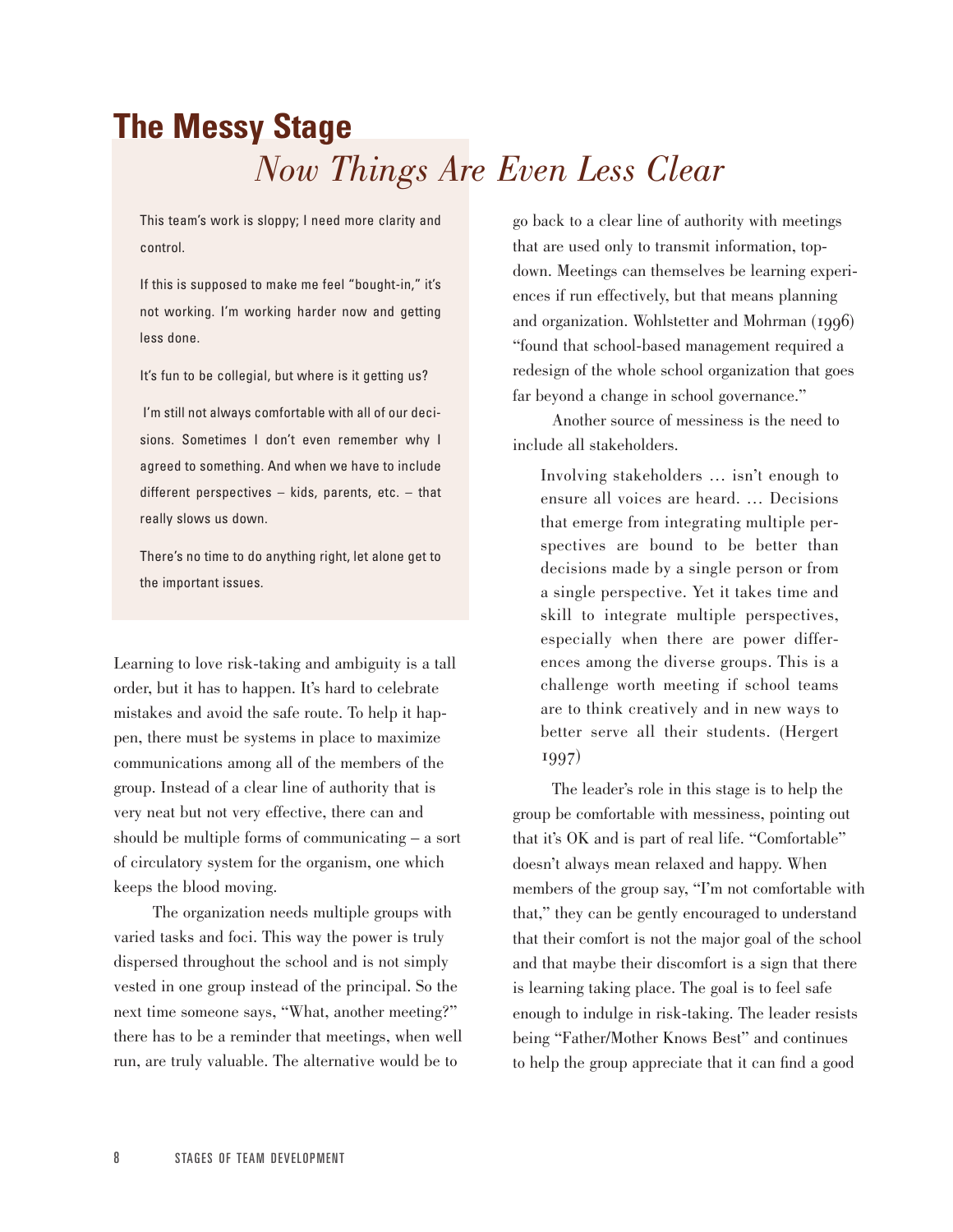## The Messy Stage

### *Now Things Are Even Less Clear*

This team's work is sloppy; I need more clarity and control.

If this is supposed to make me feel "bought-in," it's not working. I'm working harder now and getting less done.

It's fun to be collegial, but where is it getting us?

I'm still not always comfortable with all of our decisions. Sometimes I don't even remember why I agreed to something. And when we have to include different perspectives – kids, parents, etc. – that really slows us down.

There's no time to do anything right, let alone get to the important issues.

Learning to love risk-taking and ambiguity is a tall order, but it has to happen. It's hard to celebrate mistakes and avoid the safe route. To help it happen, there must be systems in place to maximize communications among all of the members of the group. Instead of a clear line of authority that is very neat but not very effective, there can and should be multiple forms of communicating – a sort of circulatory system for the organism, one which keeps the blood moving.

The organization needs multiple groups with varied tasks and foci. This way the power is truly dispersed throughout the school and is not simply vested in one group instead of the principal. So the next time someone says, "What, another meeting?" there has to be a reminder that meetings, when well run, are truly valuable. The alternative would be to go back to a clear line of authority with meetings that are used only to transmit information, top-down. Meetings can themselves be learning experiences if run effectively, but that means planning and organization. Wohlstetter and Mohrman (1996) "found that school-based management required a redesign of the whole school organization that goes far beyond a change in school governance."

Another source of messiness is the need to include all stakeholders.

> Involving stakeholders … isn't enough to ensure all voices are heard. … Decisions that emerge from integrating multiple perspectives are bound to be better than decisions made by a single person or from a single perspective. Yet it takes time and skill to integrate multiple perspectives, especially when there are power differences among the diverse groups. This is a challenge worth meeting if school teams are to think creatively and in new ways to better serve all their students. (Hergert 1997)

The leader's role in this stage is to help the group be comfortable with messiness, pointing out that it's OK and is part of real life. "Comfortable" doesn't always mean relaxed and happy. When members of the group say, "I'm not comfortable with that," they can be gently encouraged to understand that their comfort is not the major goal of the school and that maybe their discomfort is a sign that there is learning taking place. The goal is to feel safe enough to indulge in risk-taking. The leader resists being "Father/Mother Knows Best" and continues to help the group appreciate that it can find a good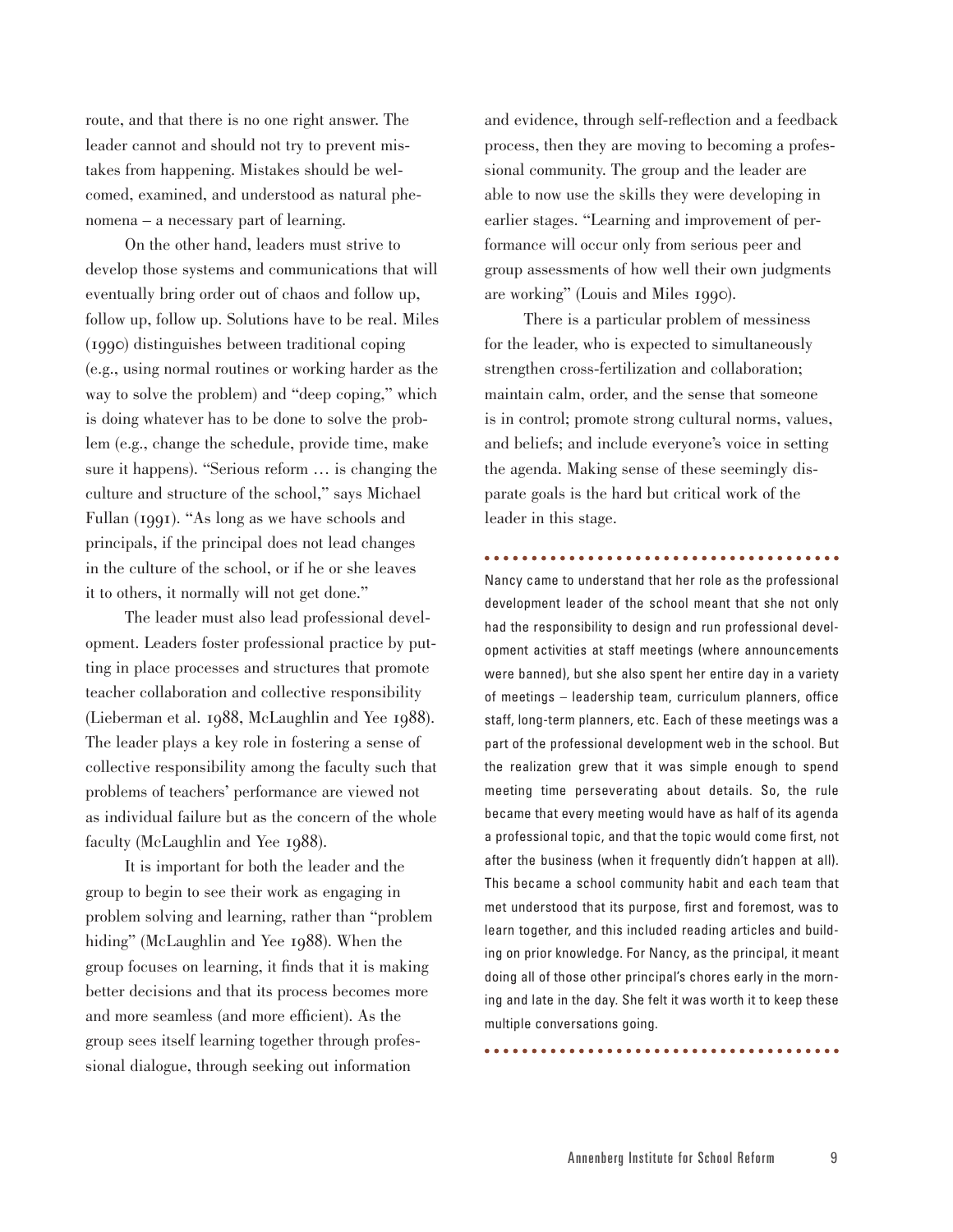route, and that there is no one right answer. The leader cannot and should not try to prevent mistakes from happening. Mistakes should be welcomed, examined, and understood as natural phenomena – a necessary part of learning.

On the other hand, leaders must strive to develop those systems and communications that will eventually bring order out of chaos and follow up, follow up, follow up. Solutions have to be real. Miles (1990) distinguishes between traditional coping (e.g., using normal routines or working harder as the way to solve the problem) and "deep coping," which is doing whatever has to be done to solve the problem (e.g., change the schedule, provide time, make sure it happens). "Serious reform … is changing the culture and structure of the school," says Michael Fullan (1991). "As long as we have schools and principals, if the principal does not lead changes in the culture of the school, or if he or she leaves it to others, it normally will not get done."

The leader must also lead professional development. Leaders foster professional practice by putting in place processes and structures that promote teacher collaboration and collective responsibility (Lieberman et al. 1988, McLaughlin and Yee 1988). The leader plays a key role in fostering a sense of collective responsibility among the faculty such that problems of teachers' performance are viewed not as individual failure but as the concern of the whole faculty (McLaughlin and Yee 1988).

It is important for both the leader and the group to begin to see their work as engaging in problem solving and learning, rather than "problem hiding" (McLaughlin and Yee 1988). When the group focuses on learning, it finds that it is making better decisions and that its process becomes more and more seamless (and more efficient). As the group sees itself learning together through professional dialogue, through seeking out information and evidence, through self-reflection and a feedback process, then they are moving to becoming a professional community. The group and the leader are able to now use the skills they were developing in earlier stages. "Learning and improvement of performance will occur only from serious peer and group assessments of how well their own judgments are working" (Louis and Miles 1990).

There is a particular problem of messiness for the leader, who is expected to simultaneously strengthen cross-fertilization and collaboration; maintain calm, order, and the sense that someone is in control; promote strong cultural norms, values, and beliefs; and include everyone's voice in setting the agenda. Making sense of these seemingly disparate goals is the hard but critical work of the leader in this stage.

Nancy came to understand that her role as the professional development leader of the school meant that she not only had the responsibility to design and run professional development activities at staff meetings (where announcements were banned), but she also spent her entire day in a variety of meetings – leadership team, curriculum planners, office staff, long-term planners, etc. Each of these meetings was a part of the professional development web in the school. But the realization grew that it was simple enough to spend meeting time perseverating about details. So, the rule became that every meeting would have as half of its agenda a professional topic, and that the topic would come first, not after the business (when it frequently didn't happen at all). This became a school community habit and each team that met understood that its purpose, first and foremost, was to learn together, and this included reading articles and building on prior knowledge. For Nancy, as the principal, it meant doing all of those other principal's chores early in the morning and late in the day. She felt it was worth it to keep these multiple conversations going.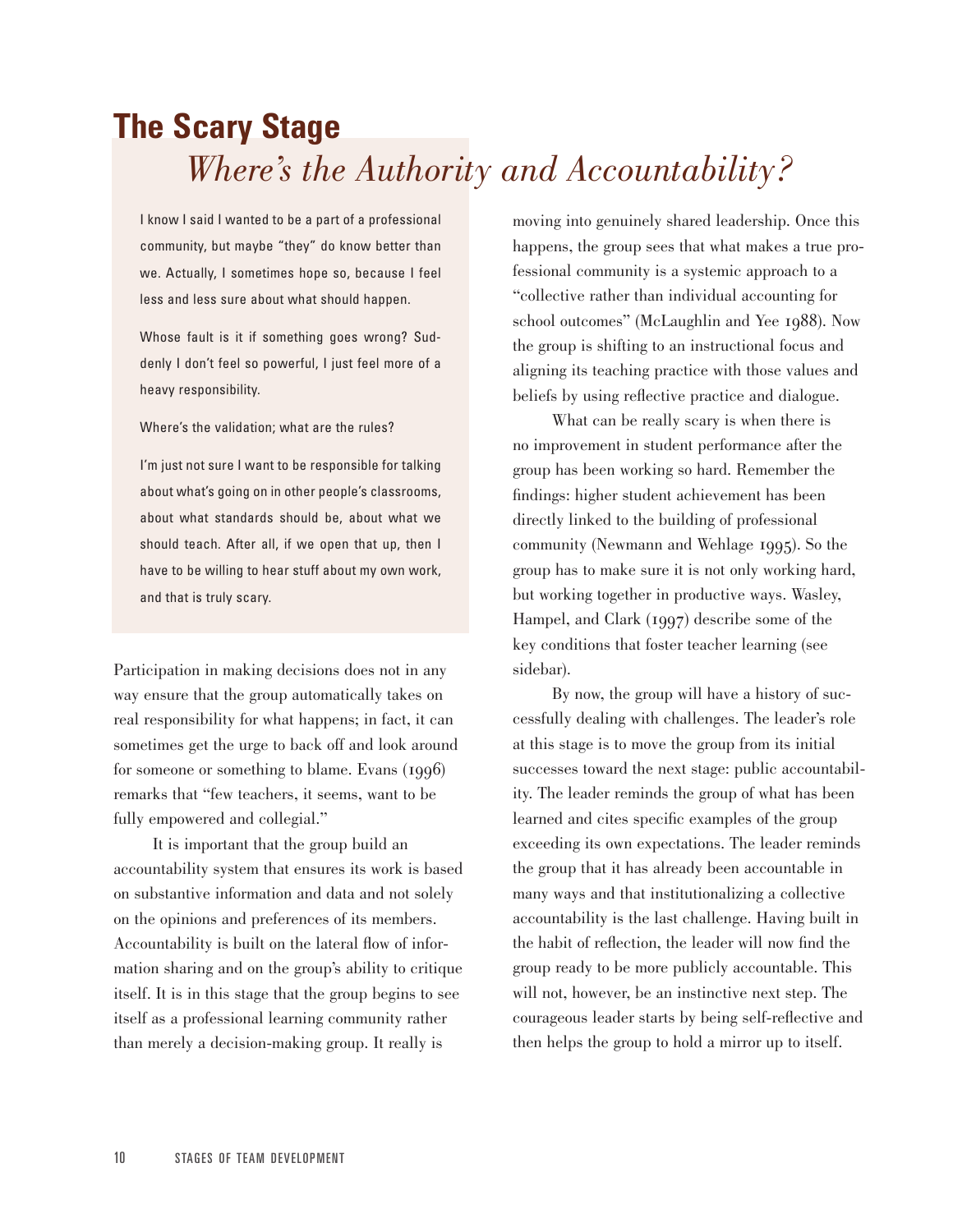# The Scary Stage

## *Where's the Authority and Accountability?*

> I know I said I wanted to be a part of a professional community, but maybe "they" do know better than we. Actually, I sometimes hope so, because I feel less and less sure about what should happen.
>
> Whose fault is it if something goes wrong? Suddenly I don't feel so powerful, I just feel more of a heavy responsibility.
>
> Where's the validation; what are the rules?
>
> I'm just not sure I want to be responsible for talking about what's going on in other people's classrooms, about what standards should be, about what we should teach. After all, if we open that up, then I have to be willing to hear stuff about my own work, and that is truly scary.

Participation in making decisions does not in any way ensure that the group automatically takes on real responsibility for what happens; in fact, it can sometimes get the urge to back off and look around for someone or something to blame. Evans (1996) remarks that "few teachers, it seems, want to be fully empowered and collegial."

It is important that the group build an accountability system that ensures its work is based on substantive information and data and not solely on the opinions and preferences of its members. Accountability is built on the lateral flow of information sharing and on the group's ability to critique itself. It is in this stage that the group begins to see itself as a professional learning community rather than merely a decision-making group. It really is moving into genuinely shared leadership. Once this happens, the group sees that what makes a true professional community is a systemic approach to a "collective rather than individual accounting for school outcomes" (McLaughlin and Yee 1988). Now the group is shifting to an instructional focus and aligning its teaching practice with those values and beliefs by using reflective practice and dialogue.

What can be really scary is when there is no improvement in student performance after the group has been working so hard. Remember the findings: higher student achievement has been directly linked to the building of professional community (Newmann and Wehlage 1995). So the group has to make sure it is not only working hard, but working together in productive ways. Wasley, Hampel, and Clark (1997) describe some of the key conditions that foster teacher learning (see sidebar).

By now, the group will have a history of successfully dealing with challenges. The leader's role at this stage is to move the group from its initial successes toward the next stage: public accountability. The leader reminds the group of what has been learned and cites specific examples of the group exceeding its own expectations. The leader reminds the group that it has already been accountable in many ways and that institutionalizing a collective accountability is the last challenge. Having built in the habit of reflection, the leader will now find the group ready to be more publicly accountable. This will not, however, be an instinctive next step. The courageous leader starts by being self-reflective and then helps the group to hold a mirror up to itself.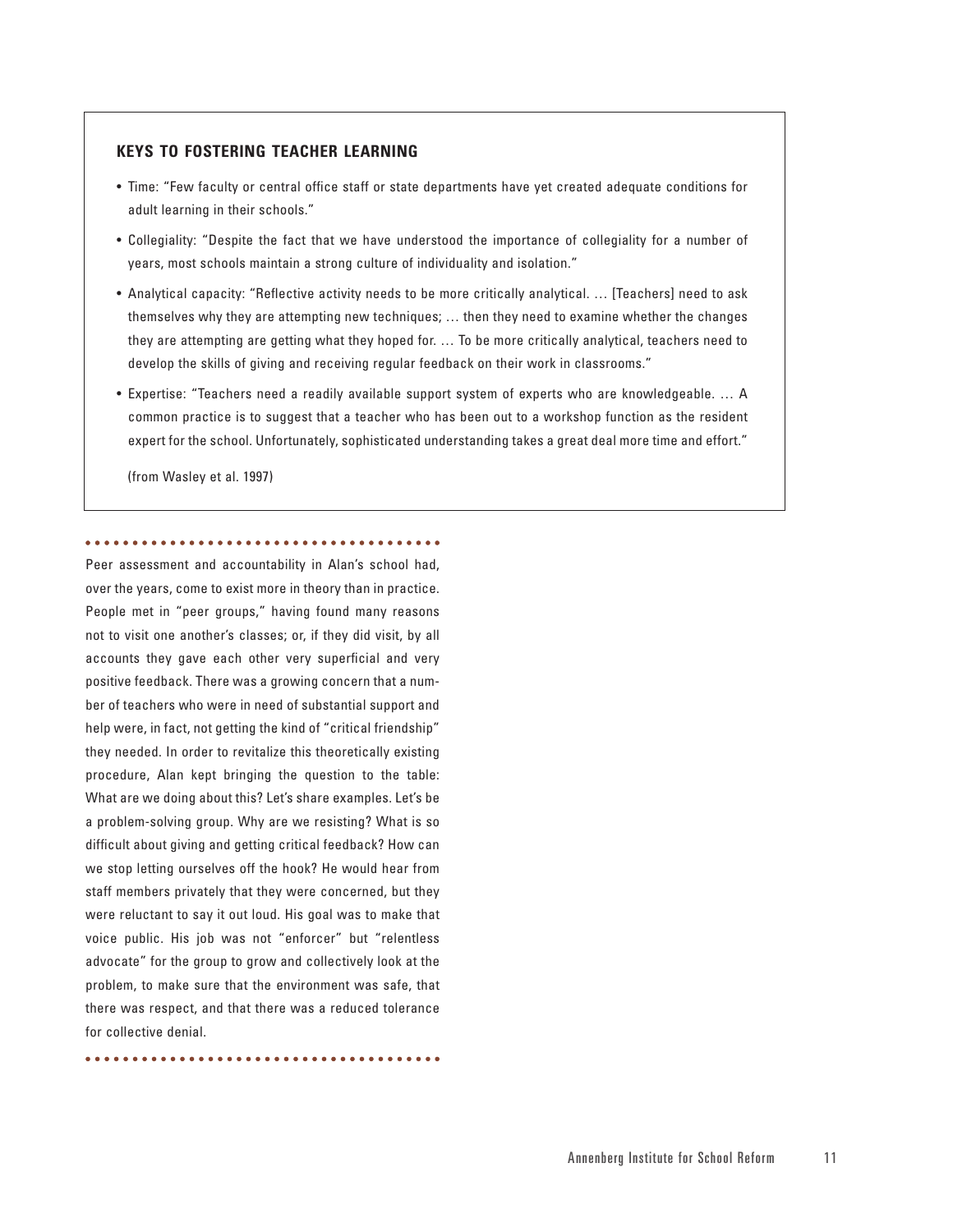### KEYS TO FOSTERING TEACHER LEARNING

- Time: "Few faculty or central office staff or state departments have yet created adequate conditions for adult learning in their schools."
- Collegiality: "Despite the fact that we have understood the importance of collegiality for a number of years, most schools maintain a strong culture of individuality and isolation."
- Analytical capacity: "Reflective activity needs to be more critically analytical. … [Teachers] need to ask themselves why they are attempting new techniques; … then they need to examine whether the changes they are attempting are getting what they hoped for. … To be more critically analytical, teachers need to develop the skills of giving and receiving regular feedback on their work in classrooms."
- Expertise: "Teachers need a readily available support system of experts who are knowledgeable. … A common practice is to suggest that a teacher who has been out to a workshop function as the resident expert for the school. Unfortunately, sophisticated understanding takes a great deal more time and effort."

(from Wasley et al. 1997)

---

Peer assessment and accountability in Alan's school had, over the years, come to exist more in theory than in practice. People met in "peer groups," having found many reasons not to visit one another's classes; or, if they did visit, by all accounts they gave each other very superficial and very positive feedback. There was a growing concern that a number of teachers who were in need of substantial support and help were, in fact, not getting the kind of "critical friendship" they needed. In order to revitalize this theoretically existing procedure, Alan kept bringing the question to the table: What are we doing about this? Let's share examples. Let's be a problem-solving group. Why are we resisting? What is so difficult about giving and getting critical feedback? How can we stop letting ourselves off the hook? He would hear from staff members privately that they were concerned, but they were reluctant to say it out loud. His goal was to make that voice public. His job was not "enforcer" but "relentless advocate" for the group to grow and collectively look at the problem, to make sure that the environment was safe, that there was respect, and that there was a reduced tolerance for collective denial.

---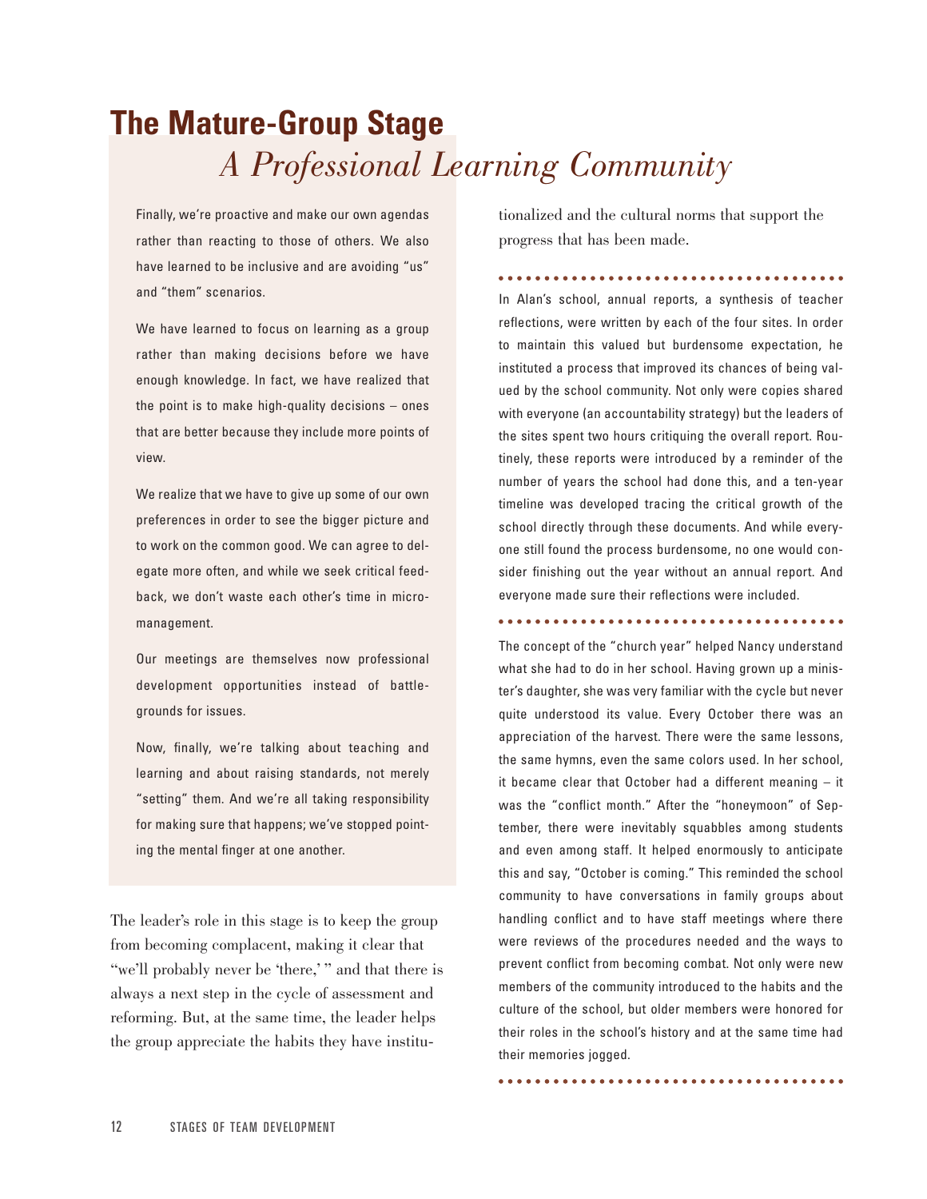# The Mature-Group Stage

## *A Professional Learning Community*

Finally, we're proactive and make our own agendas rather than reacting to those of others. We also have learned to be inclusive and are avoiding "us" and "them" scenarios.

We have learned to focus on learning as a group rather than making decisions before we have enough knowledge. In fact, we have realized that the point is to make high-quality decisions – ones that are better because they include more points of view.

We realize that we have to give up some of our own preferences in order to see the bigger picture and to work on the common good. We can agree to delegate more often, and while we seek critical feedback, we don't waste each other's time in micromanagement.

Our meetings are themselves now professional development opportunities instead of battlegrounds for issues.

Now, finally, we're talking about teaching and learning and about raising standards, not merely "setting" them. And we're all taking responsibility for making sure that happens; we've stopped pointing the mental finger at one another.

The leader's role in this stage is to keep the group from becoming complacent, making it clear that "we'll probably never be 'there,' " and that there is always a next step in the cycle of assessment and reforming. But, at the same time, the leader helps the group appreciate the habits they have institutionalized and the cultural norms that support the progress that has been made.

In Alan's school, annual reports, a synthesis of teacher reflections, were written by each of the four sites. In order to maintain this valued but burdensome expectation, he instituted a process that improved its chances of being valued by the school community. Not only were copies shared with everyone (an accountability strategy) but the leaders of the sites spent two hours critiquing the overall report. Routinely, these reports were introduced by a reminder of the number of years the school had done this, and a ten-year timeline was developed tracing the critical growth of the school directly through these documents. And while everyone still found the process burdensome, no one would consider finishing out the year without an annual report. And everyone made sure their reflections were included.

The concept of the "church year" helped Nancy understand what she had to do in her school. Having grown up a minister's daughter, she was very familiar with the cycle but never quite understood its value. Every October there was an appreciation of the harvest. There were the same lessons, the same hymns, even the same colors used. In her school, it became clear that October had a different meaning – it was the "conflict month." After the "honeymoon" of September, there were inevitably squabbles among students and even among staff. It helped enormously to anticipate this and say, "October is coming." This reminded the school community to have conversations in family groups about handling conflict and to have staff meetings where there were reviews of the procedures needed and the ways to prevent conflict from becoming combat. Not only were new members of the community introduced to the habits and the culture of the school, but older members were honored for their roles in the school's history and at the same time had their memories jogged.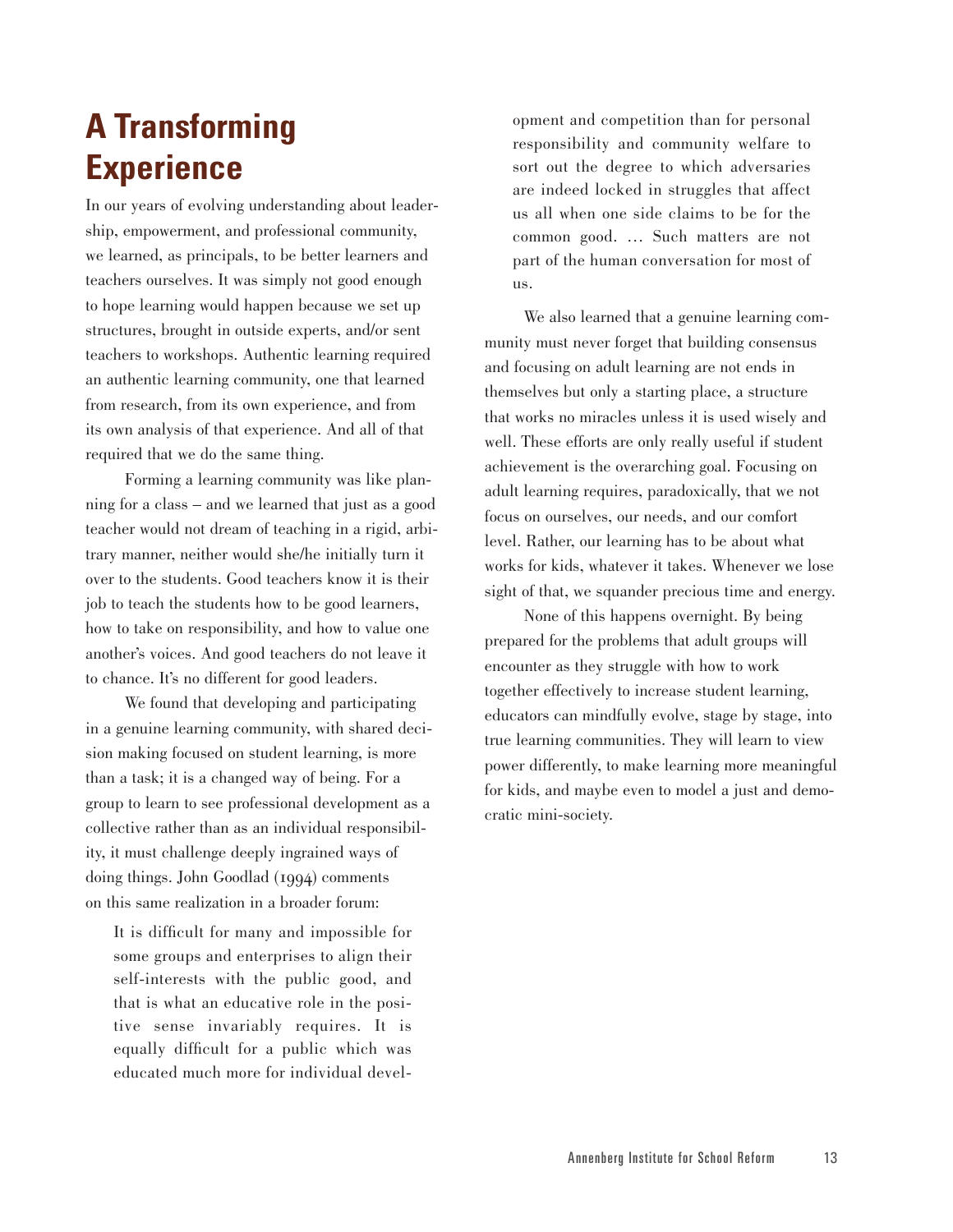## A Transforming Experience

In our years of evolving understanding about leadership, empowerment, and professional community, we learned, as principals, to be better learners and teachers ourselves. It was simply not good enough to hope learning would happen because we set up structures, brought in outside experts, and/or sent teachers to workshops. Authentic learning required an authentic learning community, one that learned from research, from its own experience, and from its own analysis of that experience. And all of that required that we do the same thing.

Forming a learning community was like planning for a class – and we learned that just as a good teacher would not dream of teaching in a rigid, arbitrary manner, neither would she/he initially turn it over to the students. Good teachers know it is their job to teach the students how to be good learners, how to take on responsibility, and how to value one another's voices. And good teachers do not leave it to chance. It's no different for good leaders.

We found that developing and participating in a genuine learning community, with shared decision making focused on student learning, is more than a task; it is a changed way of being. For a group to learn to see professional development as a collective rather than as an individual responsibility, it must challenge deeply ingrained ways of doing things. John Goodlad (1994) comments on this same realization in a broader forum:

> It is difficult for many and impossible for some groups and enterprises to align their self-interests with the public good, and that is what an educative role in the positive sense invariably requires. It is equally difficult for a public which was educated much more for individual development and competition than for personal responsibility and community welfare to sort out the degree to which adversaries are indeed locked in struggles that affect us all when one side claims to be for the common good. … Such matters are not part of the human conversation for most of us.

We also learned that a genuine learning community must never forget that building consensus and focusing on adult learning are not ends in themselves but only a starting place, a structure that works no miracles unless it is used wisely and well. These efforts are only really useful if student achievement is the overarching goal. Focusing on adult learning requires, paradoxically, that we not focus on ourselves, our needs, and our comfort level. Rather, our learning has to be about what works for kids, whatever it takes. Whenever we lose sight of that, we squander precious time and energy.

None of this happens overnight. By being prepared for the problems that adult groups will encounter as they struggle with how to work together effectively to increase student learning, educators can mindfully evolve, stage by stage, into true learning communities. They will learn to view power differently, to make learning more meaningful for kids, and maybe even to model a just and democratic mini-society.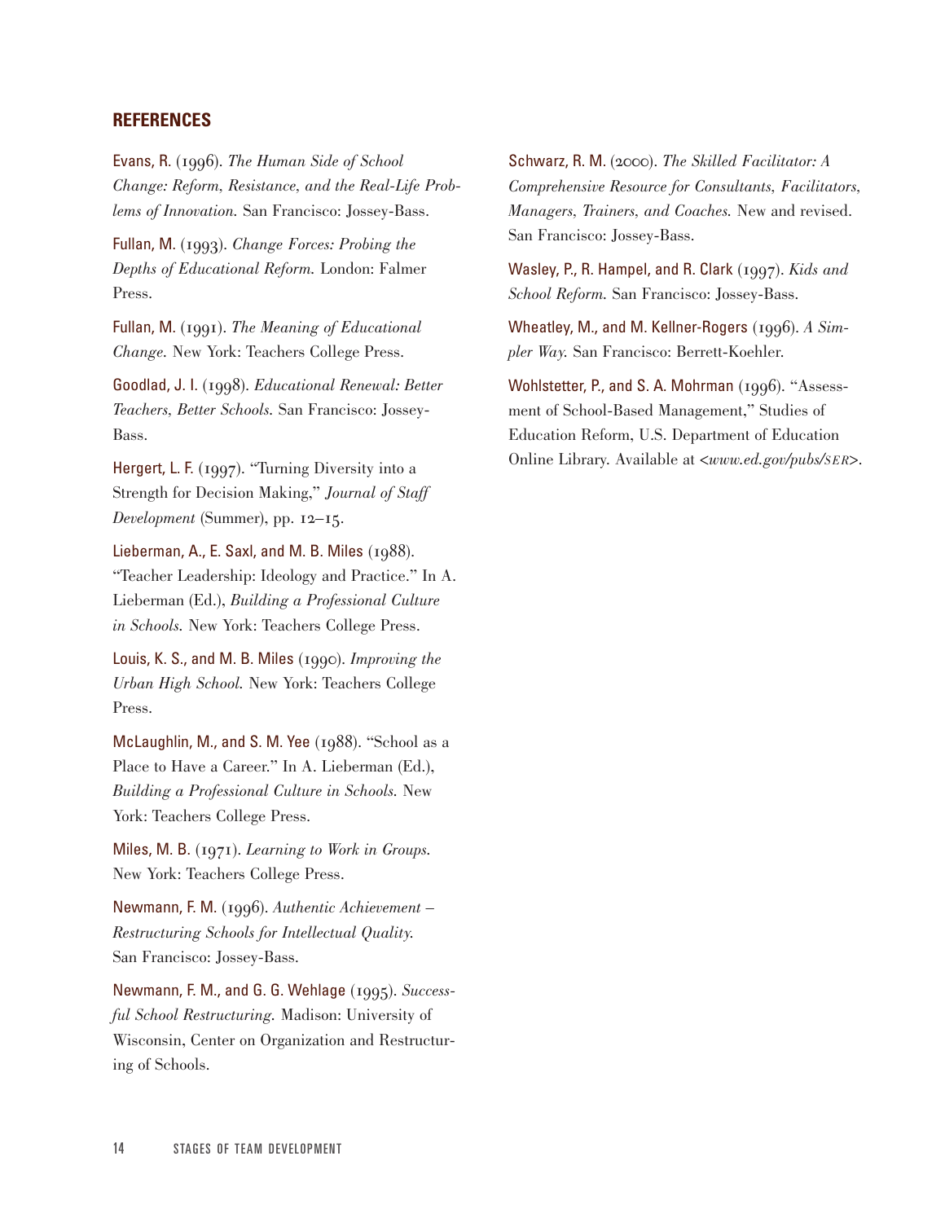## REFERENCES

Evans, R. (1996). *The Human Side of School Change: Reform, Resistance, and the Real-Life Problems of Innovation.* San Francisco: Jossey-Bass.

Fullan, M. (1993). *Change Forces: Probing the Depths of Educational Reform.* London: Falmer Press.

Fullan, M. (1991). *The Meaning of Educational Change.* New York: Teachers College Press.

Goodlad, J. I. (1998). *Educational Renewal: Better Teachers, Better Schools.* San Francisco: Jossey-Bass.

Hergert, L. F. (1997). "Turning Diversity into a Strength for Decision Making," *Journal of Staff Development* (Summer), pp. 12–15.

Lieberman, A., E. Saxl, and M. B. Miles (1988). "Teacher Leadership: Ideology and Practice." In A. Lieberman (Ed.), *Building a Professional Culture in Schools.* New York: Teachers College Press.

Louis, K. S., and M. B. Miles (1990). *Improving the Urban High School.* New York: Teachers College Press.

McLaughlin, M., and S. M. Yee (1988). "School as a Place to Have a Career." In A. Lieberman (Ed.), *Building a Professional Culture in Schools.* New York: Teachers College Press.

Miles, M. B. (1971). *Learning to Work in Groups.* New York: Teachers College Press.

Newmann, F. M. (1996). *Authentic Achievement – Restructuring Schools for Intellectual Quality.* San Francisco: Jossey-Bass.

Newmann, F. M., and G. G. Wehlage (1995). *Successful School Restructuring.* Madison: University of Wisconsin, Center on Organization and Restructuring of Schools.

Schwarz, R. M. (2000). *The Skilled Facilitator: A Comprehensive Resource for Consultants, Facilitators, Managers, Trainers, and Coaches.* New and revised. San Francisco: Jossey-Bass.

Wasley, P., R. Hampel, and R. Clark (1997). *Kids and School Reform.* San Francisco: Jossey-Bass.

Wheatley, M., and M. Kellner-Rogers (1996). *A Simpler Way.* San Francisco: Berrett-Koehler.

Wohlstetter, P., and S. A. Mohrman (1996). "Assessment of School-Based Management," Studies of Education Reform, U.S. Department of Education Online Library. Available at <*www.ed.gov/pubs/SER*>.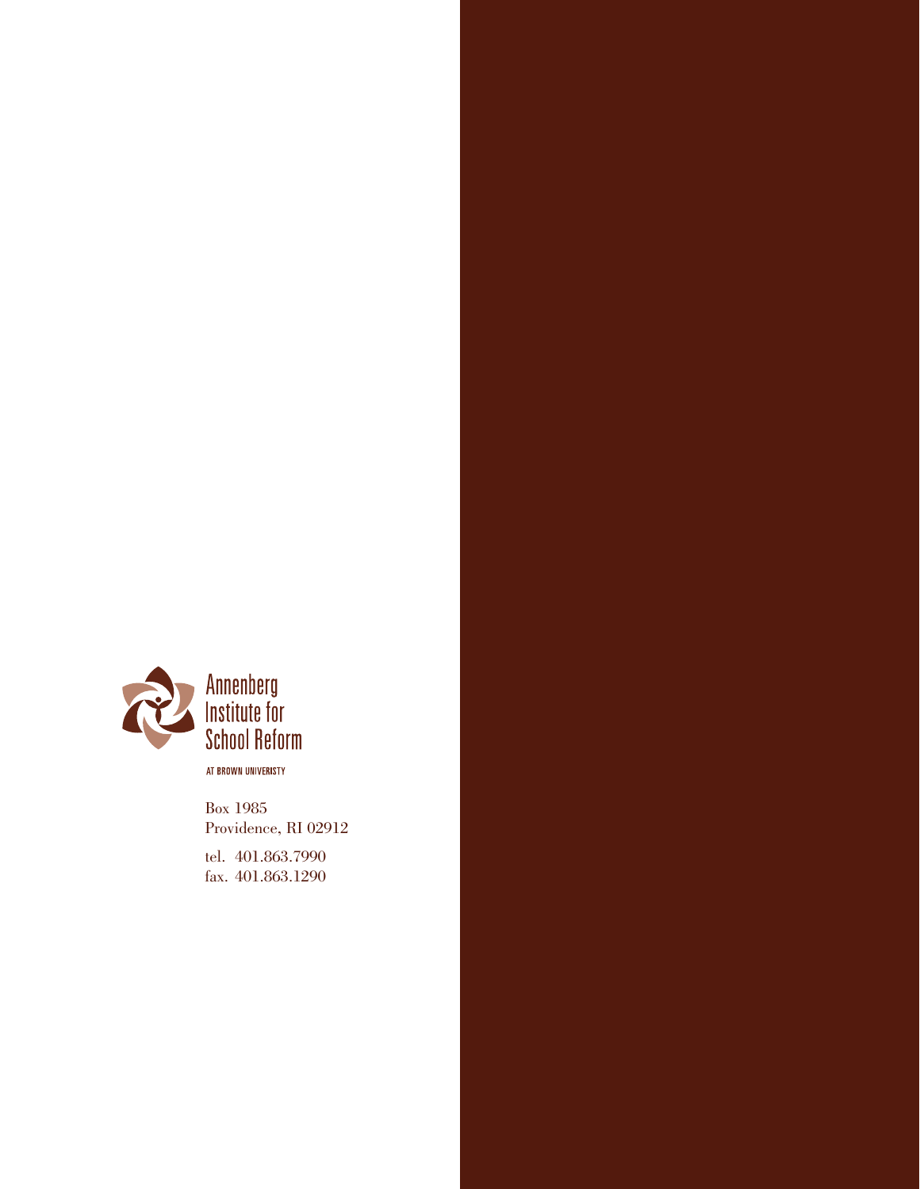Annenberg
Institute for
School Reform

AT BROWN UNIVERISTY

Box 1985
Providence, RI 02912

tel. 401.863.7990
fax. 401.863.1290